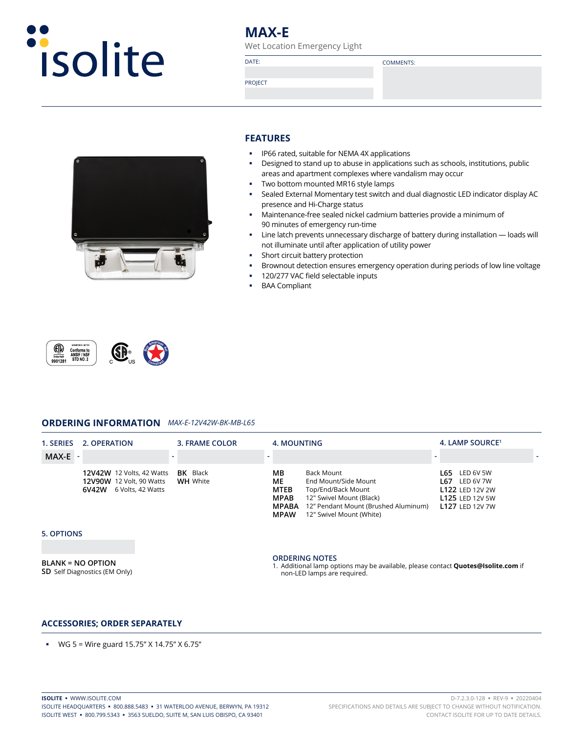# isolite

## MAX-E

Wet Location Emergency Light

| DATE: | COMMENTS: |
|---|---|
| PROJECT | |

## FEATURES

- IP66 rated, suitable for NEMA 4X applications
- Designed to stand up to abuse in applications such as schools, institutions, public areas and apartment complexes where vandalism may occur
- Two bottom mounted MR16 style lamps
- Sealed External Momentary test switch and dual diagnostic LED indicator display AC presence and Hi-Charge status
- Maintenance-free sealed nickel cadmium batteries provide a minimum of 90 minutes of emergency run-time
- Line latch prevents unnecessary discharge of battery during installation — loads will not illuminate until after application of utility power
- Short circuit battery protection
- Brownout detection ensures emergency operation during periods of low line voltage
- 120/277 VAC field selectable inputs
- BAA Compliant

## ORDERING INFORMATION *MAX-E-12V42W-BK-MB-L65*

| 1. SERIES | 2. OPERATION | 3. FRAME COLOR | 4. MOUNTING | 4. LAMP SOURCE[1] |
|---|---|---|---|---|
| **MAX-E** | | | | |
| | **12V42W** 12 Volts, 42 Watts | **BK** Black | **MB** Back Mount | **L65** LED 6V 5W |
| | **12V90W** 12 Volt, 90 Watts | **WH** White | **ME** End Mount/Side Mount | **L67** LED 6V 7W |
| | **6V42W** 6 Volts, 42 Watts | | **MTEB** Top/End/Back Mount | **L122** LED 12V 2W |
| | | | **MPAB** 12" Swivel Mount (Black) | **L125** LED 12V 5W |
| | | | **MPABA** 12" Pendant Mount (Brushed Aluminum) | **L127** LED 12V 7W |
| | | | **MPAW** 12" Swivel Mount (White) | |

### 5. OPTIONS

BLANK = NO OPTION

**SD** Self Diagnostics (EM Only)

### ORDERING NOTES

1. Additional lamp options may be available, please contact **Quotes@Isolite.com** if non-LED lamps are required.

## ACCESSORIES; ORDER SEPARATELY

- WG 5 = Wire guard 15.75" X 14.75" X 6.75"

**ISOLITE** ▪ WWW.ISOLITE.COM
ISOLITE HEADQUARTERS ▪ 800.888.5483 ▪ 31 WATERLOO AVENUE, BERWYN, PA 19312
ISOLITE WEST ▪ 800.799.5343 ▪ 3563 SUELDO, SUITE M, SAN LUIS OBISPO, CA 93401

D-7.2.3.0-128 ▪ REV-9 ▪ 20220404
SPECIFICATIONS AND DETAILS ARE SUBJECT TO CHANGE WITHOUT NOTIFICATION.
CONTACT ISOLITE FOR UP TO DATE DETAILS.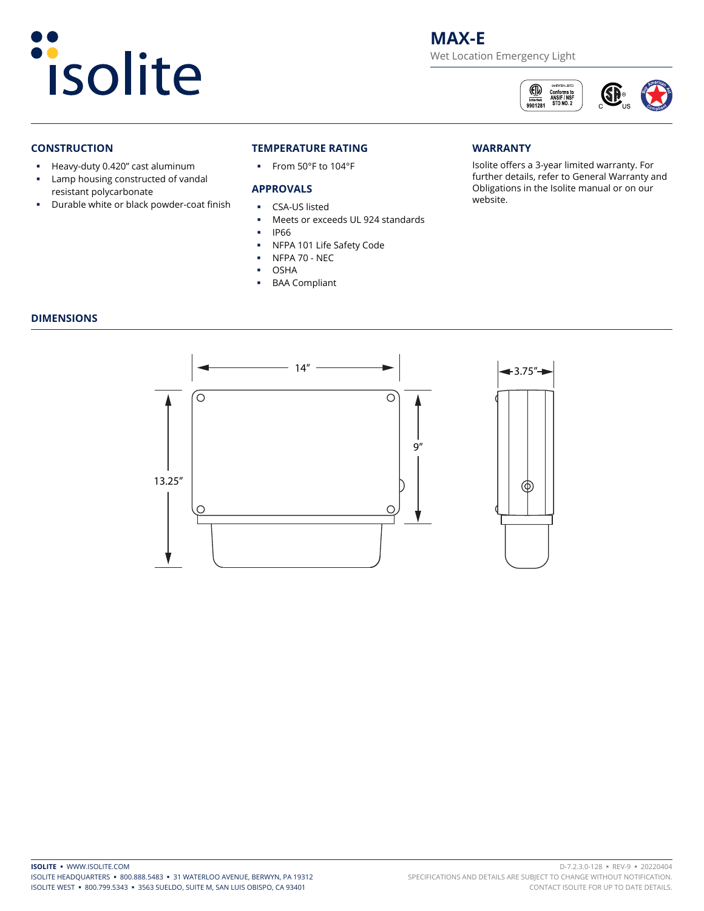# MAX-E

Wet Location Emergency Light

## CONSTRUCTION

- Heavy-duty 0.420" cast aluminum
- Lamp housing constructed of vandal resistant polycarbonate
- Durable white or black powder-coat finish

## TEMPERATURE RATING

- From 50°F to 104°F

## APPROVALS

- CSA-US listed
- Meets or exceeds UL 924 standards
- IP66
- NFPA 101 Life Safety Code
- NFPA 70 - NEC
- OSHA
- BAA Compliant

## WARRANTY

Isolite offers a 3-year limited warranty. For further details, refer to General Warranty and Obligations in the Isolite manual or on our website.

## DIMENSIONS

14"

9"

13.25"

3.75"

**ISOLITE** ▪ WWW.ISOLITE.COM
ISOLITE HEADQUARTERS ▪ 800.888.5483 ▪ 31 WATERLOO AVENUE, BERWYN, PA 19312
ISOLITE WEST ▪ 800.799.5343 ▪ 3563 SUELDO, SUITE M, SAN LUIS OBISPO, CA 93401

D-7.2.3.0-128 ▪ REV-9 ▪ 20220404
SPECIFICATIONS AND DETAILS ARE SUBJECT TO CHANGE WITHOUT NOTIFICATION.
CONTACT ISOLITE FOR UP TO DATE DETAILS.